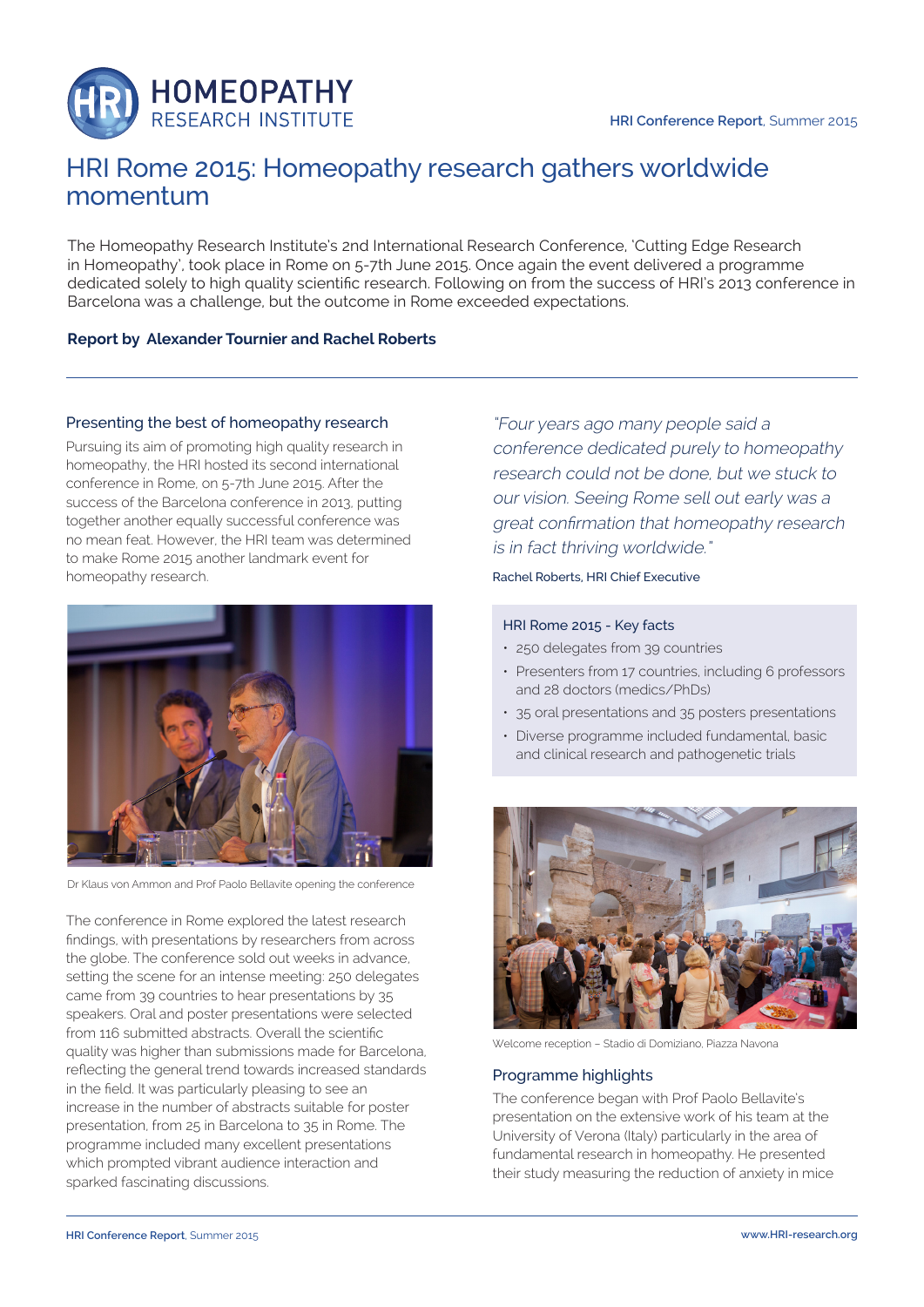# HRI Rome 2015: Homeopathy research gathers worldwide momentum

The Homeopathy Research Institute's 2nd International Research Conference, 'Cutting Edge Research in Homeopathy', took place in Rome on 5-7th June 2015. Once again the event delivered a programme dedicated solely to high quality scientific research. Following on from the success of HRI's 2013 conference in Barcelona was a challenge, but the outcome in Rome exceeded expectations.

**Report by Alexander Tournier and Rachel Roberts**

## Presenting the best of homeopathy research

Pursuing its aim of promoting high quality research in homeopathy, the HRI hosted its second international conference in Rome, on 5-7th June 2015. After the success of the Barcelona conference in 2013, putting together another equally successful conference was no mean feat. However, the HRI team was determined to make Rome 2015 another landmark event for homeopathy research.

Dr Klaus von Ammon and Prof Paolo Bellavite opening the conference

The conference in Rome explored the latest research findings, with presentations by researchers from across the globe. The conference sold out weeks in advance, setting the scene for an intense meeting: 250 delegates came from 39 countries to hear presentations by 35 speakers. Oral and poster presentations were selected from 116 submitted abstracts. Overall the scientific quality was higher than submissions made for Barcelona, reflecting the general trend towards increased standards in the field. It was particularly pleasing to see an increase in the number of abstracts suitable for poster presentation, from 25 in Barcelona to 35 in Rome. The programme included many excellent presentations which prompted vibrant audience interaction and sparked fascinating discussions.

*"Four years ago many people said a conference dedicated purely to homeopathy research could not be done, but we stuck to our vision. Seeing Rome sell out early was a great confirmation that homeopathy research is in fact thriving worldwide."*

Rachel Roberts, HRI Chief Executive

### HRI Rome 2015 - Key facts

- 250 delegates from 39 countries
- Presenters from 17 countries, including 6 professors and 28 doctors (medics/PhDs)
- 35 oral presentations and 35 posters presentations
- Diverse programme included fundamental, basic and clinical research and pathogenetic trials

Welcome reception – Stadio di Domiziano, Piazza Navona

## Programme highlights

The conference began with Prof Paolo Bellavite's presentation on the extensive work of his team at the University of Verona (Italy) particularly in the area of fundamental research in homeopathy. He presented their study measuring the reduction of anxiety in mice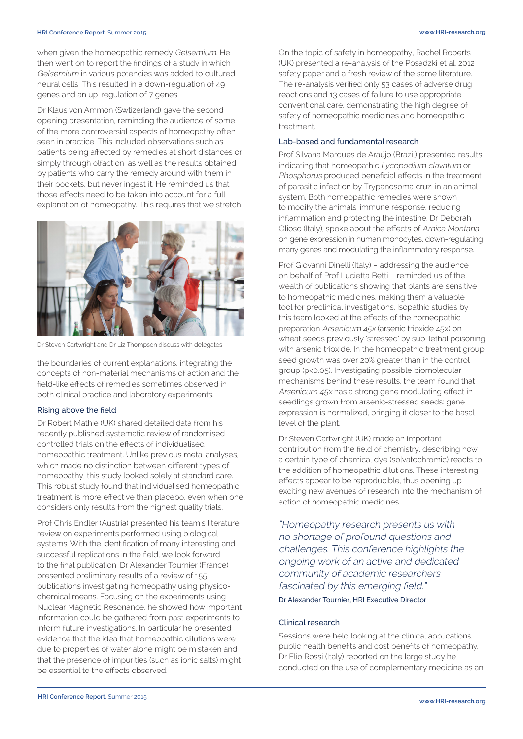when given the homeopathic remedy *Gelsemium*. He then went on to report the findings of a study in which *Gelsemium* in various potencies was added to cultured neural cells. This resulted in a down-regulation of 49 genes and an up-regulation of 7 genes.

Dr Klaus von Ammon (Swtizerland) gave the second opening presentation, reminding the audience of some of the more controversial aspects of homeopathy often seen in practice. This included observations such as patients being affected by remedies at short distances or simply through olfaction, as well as the results obtained by patients who carry the remedy around with them in their pockets, but never ingest it. He reminded us that those effects need to be taken into account for a full explanation of homeopathy. This requires that we stretch the boundaries of current explanations, integrating the concepts of non-material mechanisms of action and the field-like effects of remedies sometimes observed in both clinical practice and laboratory experiments.

Dr Steven Cartwright and Dr Liz Thompson discuss with delegates

### Rising above the field

Dr Robert Mathie (UK) shared detailed data from his recently published systematic review of randomised controlled trials on the effects of individualised homeopathic treatment. Unlike previous meta-analyses, which made no distinction between different types of homeopathy, this study looked solely at standard care. This robust study found that individualised homeopathic treatment is more effective than placebo, even when one considers only results from the highest quality trials.

Prof Chris Endler (Austria) presented his team's literature review on experiments performed using biological systems. With the identification of many interesting and successful replications in the field, we look forward to the final publication. Dr Alexander Tournier (France) presented preliminary results of a review of 155 publications investigating homeopathy using physico-chemical means. Focusing on the experiments using Nuclear Magnetic Resonance, he showed how important information could be gathered from past experiments to inform future investigations. In particular he presented evidence that the idea that homeopathic dilutions were due to properties of water alone might be mistaken and that the presence of impurities (such as ionic salts) might be essential to the effects observed.

On the topic of safety in homeopathy, Rachel Roberts (UK) presented a re-analysis of the Posadzki et al. 2012 safety paper and a fresh review of the same literature. The re-analysis verified only 53 cases of adverse drug reactions and 13 cases of failure to use appropriate conventional care, demonstrating the high degree of safety of homeopathic medicines and homeopathic treatment.

### Lab-based and fundamental research

Prof Silvana Marques de Araújo (Brazil) presented results indicating that homeopathic *Lycopodium clavatum* or *Phosphorus* produced beneficial effects in the treatment of parasitic infection by Trypanosoma cruzi in an animal system. Both homeopathic remedies were shown to modify the animals' immune response, reducing inflammation and protecting the intestine. Dr Deborah Olioso (Italy), spoke about the effects of *Arnica Montana* on gene expression in human monocytes, down-regulating many genes and modulating the inflammatory response.

Prof Giovanni Dinelli (Italy) – addressing the audience on behalf of Prof Lucietta Betti – reminded us of the wealth of publications showing that plants are sensitive to homeopathic medicines, making them a valuable tool for preclinical investigations. Isopathic studies by this team looked at the effects of the homeopathic preparation *Arsenicum 45x* (arsenic trioxide 45x) on wheat seeds previously 'stressed' by sub-lethal poisoning with arsenic trioxide. In the homeopathic treatment group seed growth was over 20% greater than in the control group ($p<0.05$). Investigating possible biomolecular mechanisms behind these results, the team found that *Arsenicum 45x* has a strong gene modulating effect in seedlings grown from arsenic-stressed seeds: gene expression is normalized, bringing it closer to the basal level of the plant.

Dr Steven Cartwright (UK) made an important contribution from the field of chemistry, describing how a certain type of chemical dye (solvatochromic) reacts to the addition of homeopathic dilutions. These interesting effects appear to be reproducible, thus opening up exciting new avenues of research into the mechanism of action of homeopathic medicines.

> *"Homeopathy research presents us with no shortage of profound questions and challenges. This conference highlights the ongoing work of an active and dedicated community of academic researchers fascinated by this emerging field."*
>
> Dr Alexander Tournier, HRI Executive Director

### Clinical research

Sessions were held looking at the clinical applications, public health benefits and cost benefits of homeopathy. Dr Elio Rossi (Italy) reported on the large study he conducted on the use of complementary medicine as an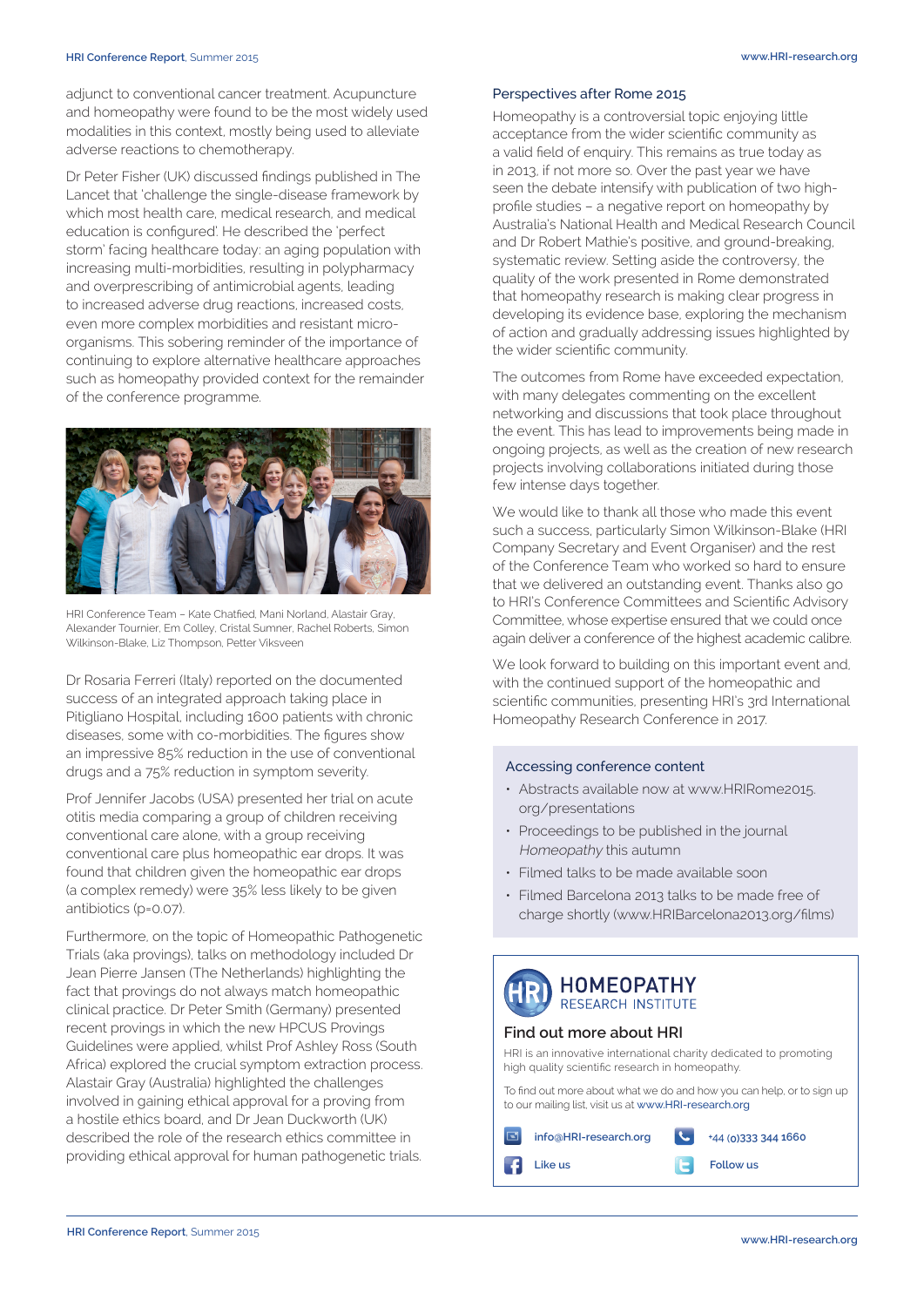adjunct to conventional cancer treatment. Acupuncture and homeopathy were found to be the most widely used modalities in this context, mostly being used to alleviate adverse reactions to chemotherapy.

Dr Peter Fisher (UK) discussed findings published in The Lancet that 'challenge the single-disease framework by which most health care, medical research, and medical education is configured'. He described the 'perfect storm' facing healthcare today: an aging population with increasing multi-morbidities, resulting in polypharmacy and overprescribing of antimicrobial agents, leading to increased adverse drug reactions, increased costs, even more complex morbidities and resistant micro-organisms. This sobering reminder of the importance of continuing to explore alternative healthcare approaches such as homeopathy provided context for the remainder of the conference programme.

HRI Conference Team – Kate Chatfied, Mani Norland, Alastair Gray, Alexander Tournier, Em Colley, Cristal Sumner, Rachel Roberts, Simon Wilkinson-Blake, Liz Thompson, Petter Viksveen

Dr Rosaria Ferreri (Italy) reported on the documented success of an integrated approach taking place in Pitigliano Hospital, including 1600 patients with chronic diseases, some with co-morbidities. The figures show an impressive 85% reduction in the use of conventional drugs and a 75% reduction in symptom severity.

Prof Jennifer Jacobs (USA) presented her trial on acute otitis media comparing a group of children receiving conventional care alone, with a group receiving conventional care plus homeopathic ear drops. It was found that children given the homeopathic ear drops (a complex remedy) were 35% less likely to be given antibiotics ($p=0.07$).

Furthermore, on the topic of Homeopathic Pathogenetic Trials (aka provings), talks on methodology included Dr Jean Pierre Jansen (The Netherlands) highlighting the fact that provings do not always match homeopathic clinical practice. Dr Peter Smith (Germany) presented recent provings in which the new HPCUS Provings Guidelines were applied, whilst Prof Ashley Ross (South Africa) explored the crucial symptom extraction process. Alastair Gray (Australia) highlighted the challenges involved in gaining ethical approval for a proving from a hostile ethics board, and Dr Jean Duckworth (UK) described the role of the research ethics committee in providing ethical approval for human pathogenetic trials.

## Perspectives after Rome 2015

Homeopathy is a controversial topic enjoying little acceptance from the wider scientific community as a valid field of enquiry. This remains as true today as in 2013, if not more so. Over the past year we have seen the debate intensify with publication of two high-profile studies – a negative report on homeopathy by Australia's National Health and Medical Research Council and Dr Robert Mathie's positive, and ground-breaking, systematic review. Setting aside the controversy, the quality of the work presented in Rome demonstrated that homeopathy research is making clear progress in developing its evidence base, exploring the mechanism of action and gradually addressing issues highlighted by the wider scientific community.

The outcomes from Rome have exceeded expectation, with many delegates commenting on the excellent networking and discussions that took place throughout the event. This has lead to improvements being made in ongoing projects, as well as the creation of new research projects involving collaborations initiated during those few intense days together.

We would like to thank all those who made this event such a success, particularly Simon Wilkinson-Blake (HRI Company Secretary and Event Organiser) and the rest of the Conference Team who worked so hard to ensure that we delivered an outstanding event. Thanks also go to HRI's Conference Committees and Scientific Advisory Committee, whose expertise ensured that we could once again deliver a conference of the highest academic calibre.

We look forward to building on this important event and, with the continued support of the homeopathic and scientific communities, presenting HRI's 3rd International Homeopathy Research Conference in 2017.

### Accessing conference content

- Abstracts available now at www.HRIRome2015.org/presentations
- Proceedings to be published in the journal *Homeopathy* this autumn
- Filmed talks to be made available soon
- Filmed Barcelona 2013 talks to be made free of charge shortly (www.HRIBarcelona2013.org/films)

HRI HOMEOPATHY RESEARCH INSTITUTE

### Find out more about HRI

HRI is an innovative international charity dedicated to promoting high quality scientific research in homeopathy.

To find out more about what we do and how you can help, or to sign up to our mailing list, visit us at www.HRI-research.org

info@HRI-research.org

+44 (0)333 344 1660

Like us

Follow us